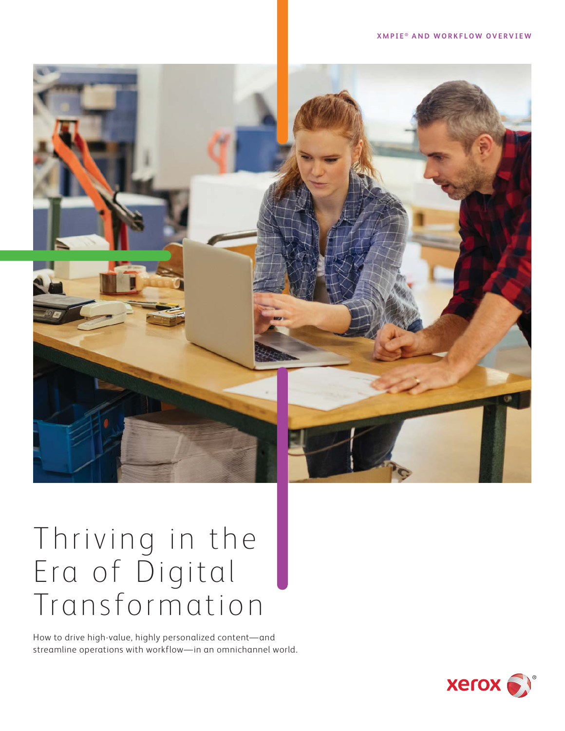XMPIE® AND WORKFLOW OVERVIEW

# Thriving in the Era of Digital Transformation

How to drive high-value, highly personalized content—and streamline operations with workflow—in an omnichannel world.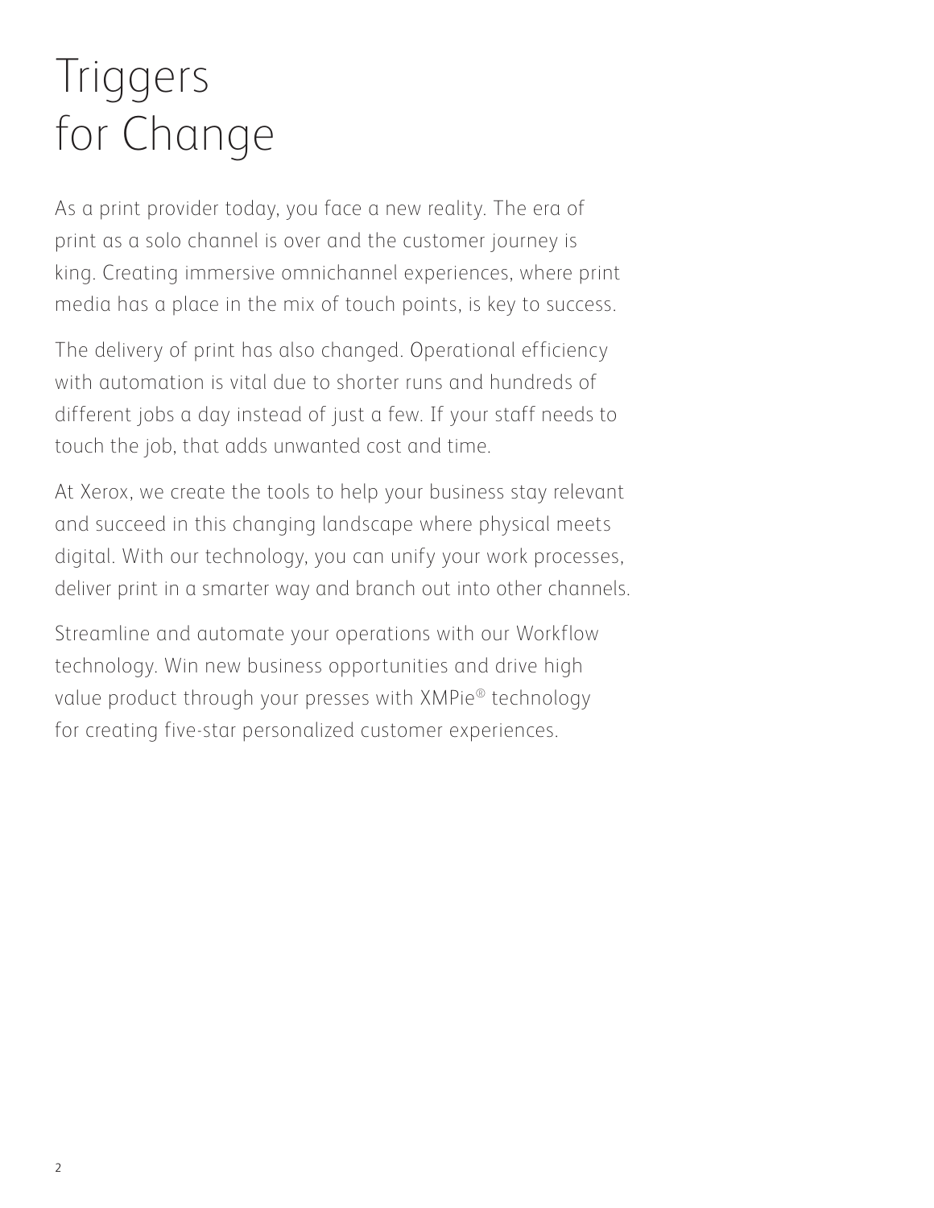# Triggers for Change

As a print provider today, you face a new reality. The era of print as a solo channel is over and the customer journey is king. Creating immersive omnichannel experiences, where print media has a place in the mix of touch points, is key to success.

The delivery of print has also changed. Operational efficiency with automation is vital due to shorter runs and hundreds of different jobs a day instead of just a few. If your staff needs to touch the job, that adds unwanted cost and time.

At Xerox, we create the tools to help your business stay relevant and succeed in this changing landscape where physical meets digital. With our technology, you can unify your work processes, deliver print in a smarter way and branch out into other channels.

Streamline and automate your operations with our Workflow technology. Win new business opportunities and drive high value product through your presses with XMPie® technology for creating five-star personalized customer experiences.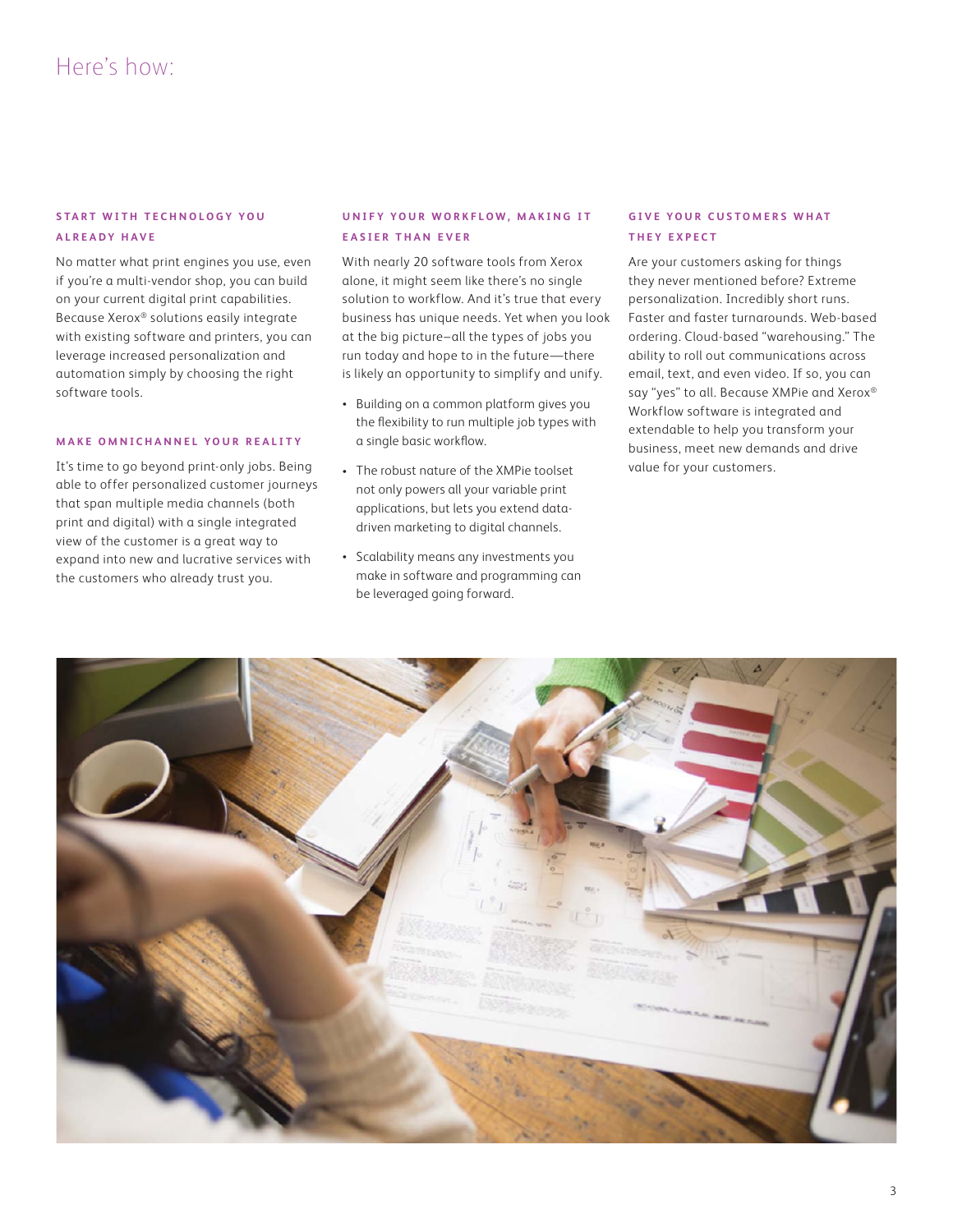# Here's how:

### START WITH TECHNOLOGY YOU ALREADY HAVE

No matter what print engines you use, even if you're a multi-vendor shop, you can build on your current digital print capabilities. Because Xerox® solutions easily integrate with existing software and printers, you can leverage increased personalization and automation simply by choosing the right software tools.

### MAKE OMNICHANNEL YOUR REALITY

It's time to go beyond print-only jobs. Being able to offer personalized customer journeys that span multiple media channels (both print and digital) with a single integrated view of the customer is a great way to expand into new and lucrative services with the customers who already trust you.

### UNIFY YOUR WORKFLOW, MAKING IT EASIER THAN EVER

With nearly 20 software tools from Xerox alone, it might seem like there's no single solution to workflow. And it's true that every business has unique needs. Yet when you look at the big picture–all the types of jobs you run today and hope to in the future—there is likely an opportunity to simplify and unify.

- Building on a common platform gives you the flexibility to run multiple job types with a single basic workflow.
- The robust nature of the XMPie toolset not only powers all your variable print applications, but lets you extend data-driven marketing to digital channels.
- Scalability means any investments you make in software and programming can be leveraged going forward.

### GIVE YOUR CUSTOMERS WHAT THEY EXPECT

Are your customers asking for things they never mentioned before? Extreme personalization. Incredibly short runs. Faster and faster turnarounds. Web-based ordering. Cloud-based "warehousing." The ability to roll out communications across email, text, and even video. If so, you can say "yes" to all. Because XMPie and Xerox® Workflow software is integrated and extendable to help you transform your business, meet new demands and drive value for your customers.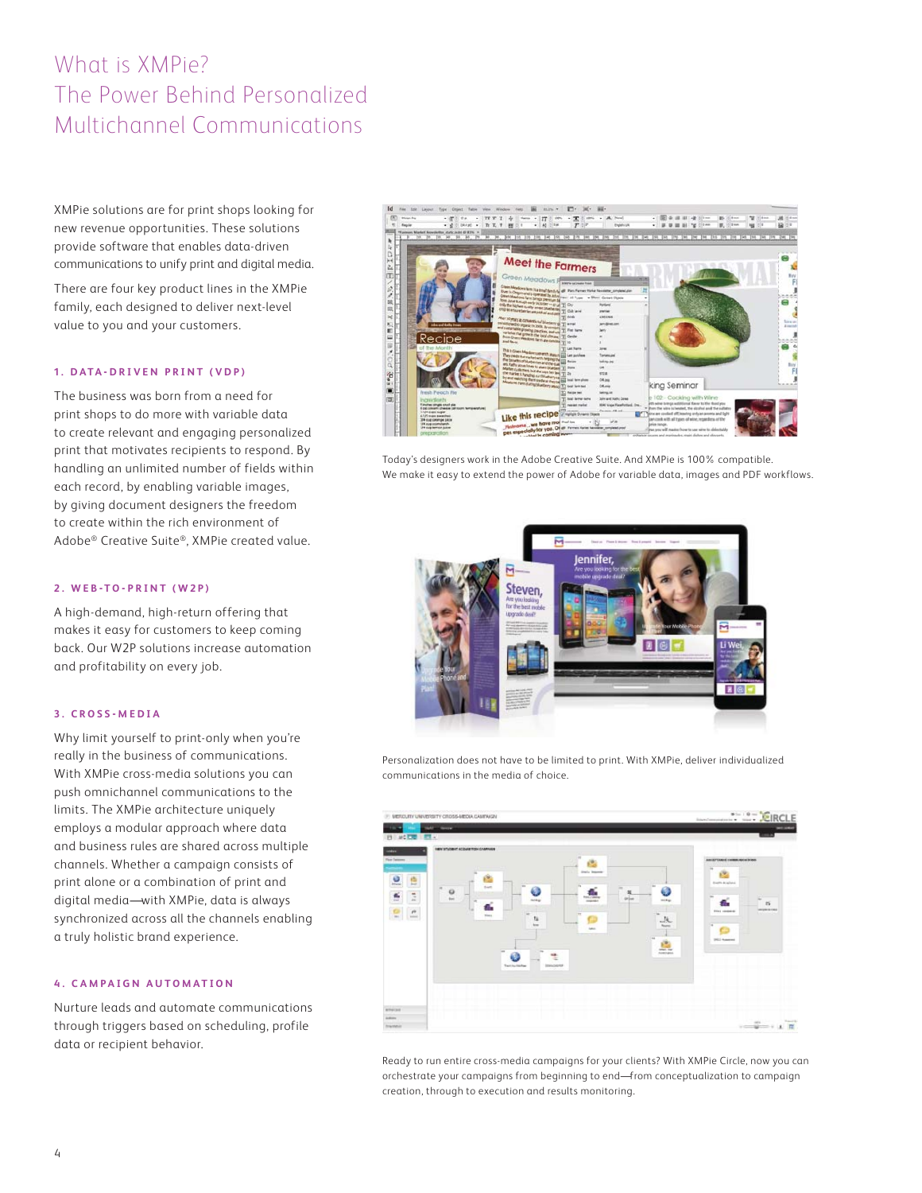# What is XMPie?
# The Power Behind Personalized Multichannel Communications

XMPie solutions are for print shops looking for new revenue opportunities. These solutions provide software that enables data-driven communications to unify print and digital media.

There are four key product lines in the XMPie family, each designed to deliver next-level value to you and your customers.

### 1. DATA-DRIVEN PRINT (VDP)

The business was born from a need for print shops to do more with variable data to create relevant and engaging personalized print that motivates recipients to respond. By handling an unlimited number of fields within each record, by enabling variable images, by giving document designers the freedom to create within the rich environment of Adobe® Creative Suite®, XMPie created value.

### 2. WEB-TO-PRINT (W2P)

A high-demand, high-return offering that makes it easy for customers to keep coming back. Our W2P solutions increase automation and profitability on every job.

### 3. CROSS-MEDIA

Why limit yourself to print-only when you're really in the business of communications. With XMPie cross-media solutions you can push omnichannel communications to the limits. The XMPie architecture uniquely employs a modular approach where data and business rules are shared across multiple channels. Whether a campaign consists of print alone or a combination of print and digital media—with XMPie, data is always synchronized across all the channels enabling a truly holistic brand experience.

### 4. CAMPAIGN AUTOMATION

Nurture leads and automate communications through triggers based on scheduling, profile data or recipient behavior.

Today's designers work in the Adobe Creative Suite. And XMPie is 100% compatible. We make it easy to extend the power of Adobe for variable data, images and PDF workflows.

Personalization does not have to be limited to print. With XMPie, deliver individualized communications in the media of choice.

Ready to run entire cross-media campaigns for your clients? With XMPie Circle, now you can orchestrate your campaigns from beginning to end—from conceptualization to campaign creation, through to execution and results monitoring.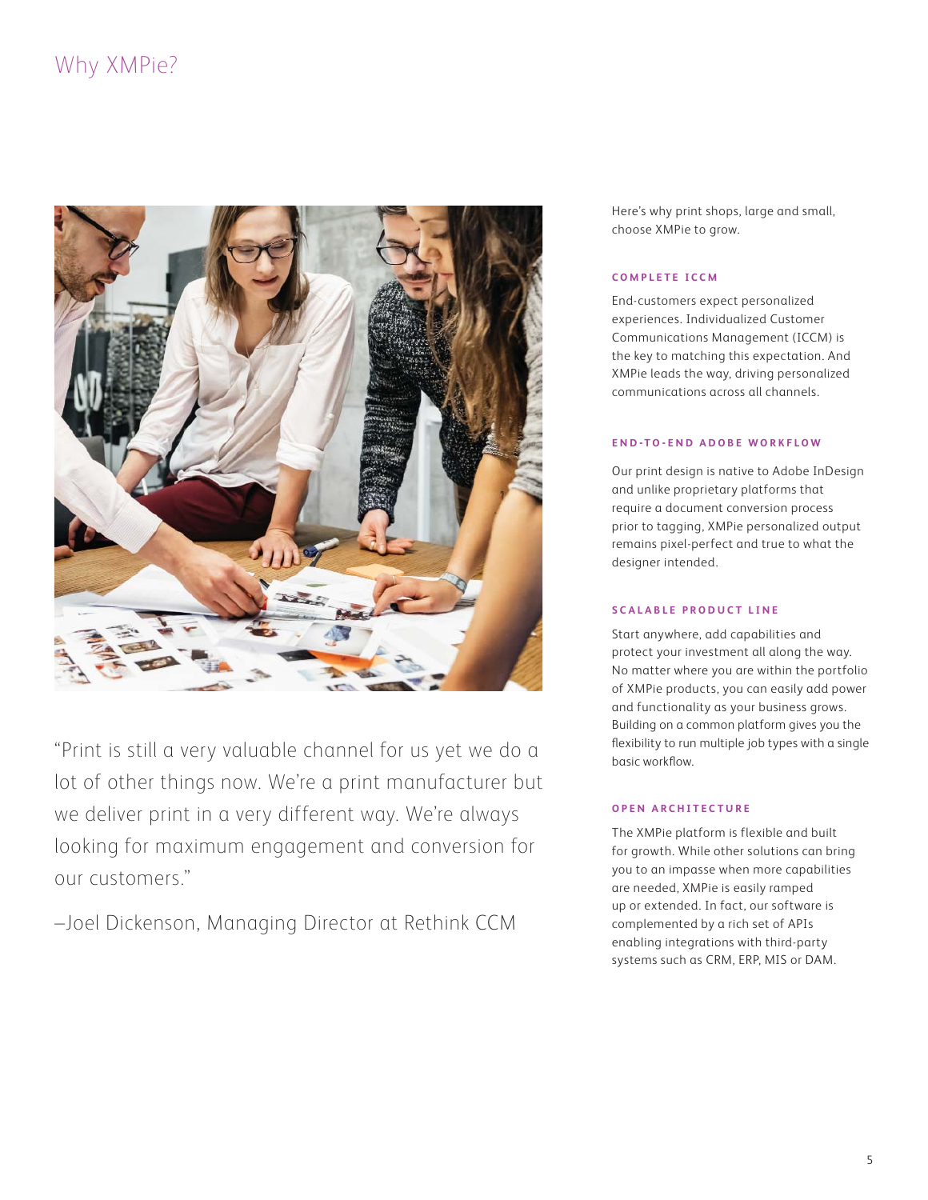# Why XMPie?

"Print is still a very valuable channel for us yet we do a lot of other things now. We're a print manufacturer but we deliver print in a very different way. We're always looking for maximum engagement and conversion for our customers."

–Joel Dickenson, Managing Director at Rethink CCM

Here's why print shops, large and small, choose XMPie to grow.

### COMPLETE ICCM

End-customers expect personalized experiences. Individualized Customer Communications Management (ICCM) is the key to matching this expectation. And XMPie leads the way, driving personalized communications across all channels.

### END-TO-END ADOBE WORKFLOW

Our print design is native to Adobe InDesign and unlike proprietary platforms that require a document conversion process prior to tagging, XMPie personalized output remains pixel-perfect and true to what the designer intended.

### SCALABLE PRODUCT LINE

Start anywhere, add capabilities and protect your investment all along the way. No matter where you are within the portfolio of XMPie products, you can easily add power and functionality as your business grows. Building on a common platform gives you the flexibility to run multiple job types with a single basic workflow.

### OPEN ARCHITECTURE

The XMPie platform is flexible and built for growth. While other solutions can bring you to an impasse when more capabilities are needed, XMPie is easily ramped up or extended. In fact, our software is complemented by a rich set of APIs enabling integrations with third-party systems such as CRM, ERP, MIS or DAM.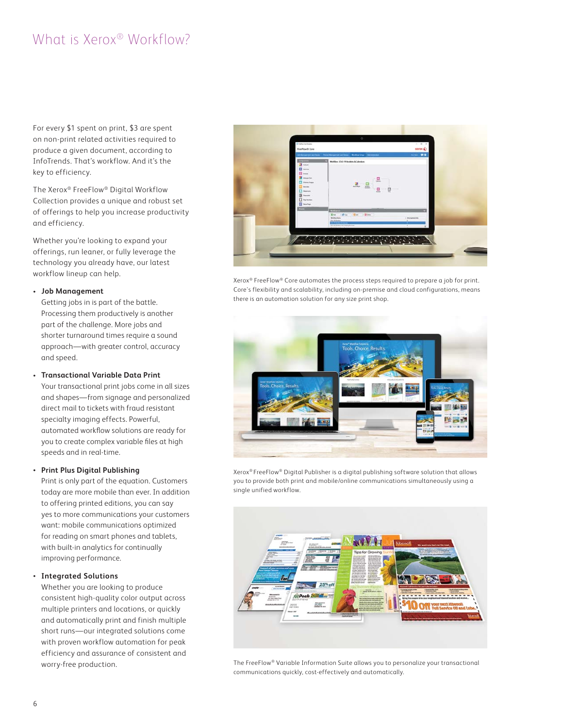# What is Xerox® Workflow?

For every $1 spent on print, $3 are spent on non-print related activities required to produce a given document, according to InfoTrends. That's workflow. And it's the key to efficiency.

The Xerox® FreeFlow® Digital Workflow Collection provides a unique and robust set of offerings to help you increase productivity and efficiency.

Whether you're looking to expand your offerings, run leaner, or fully leverage the technology you already have, our latest workflow lineup can help.

- **Job Management**
  Getting jobs in is part of the battle. Processing them productively is another part of the challenge. More jobs and shorter turnaround times require a sound approach—with greater control, accuracy and speed.

- **Transactional Variable Data Print**
  Your transactional print jobs come in all sizes and shapes—from signage and personalized direct mail to tickets with fraud resistant specialty imaging effects. Powerful, automated workflow solutions are ready for you to create complex variable files at high speeds and in real-time.

- **Print Plus Digital Publishing**
  Print is only part of the equation. Customers today are more mobile than ever. In addition to offering printed editions, you can say yes to more communications your customers want: mobile communications optimized for reading on smart phones and tablets, with built-in analytics for continually improving performance.

- **Integrated Solutions**
  Whether you are looking to produce consistent high-quality color output across multiple printers and locations, or quickly and automatically print and finish multiple short runs—our integrated solutions come with proven workflow automation for peak efficiency and assurance of consistent and worry-free production.

Xerox® FreeFlow® Core automates the process steps required to prepare a job for print. Core's flexibility and scalability, including on-premise and cloud configurations, means there is an automation solution for any size print shop.

Xerox® FreeFlow® Digital Publisher is a digital publishing software solution that allows you to provide both print and mobile/online communications simultaneously using a single unified workflow.

The FreeFlow® Variable Information Suite allows you to personalize your transactional communications quickly, cost-effectively and automatically.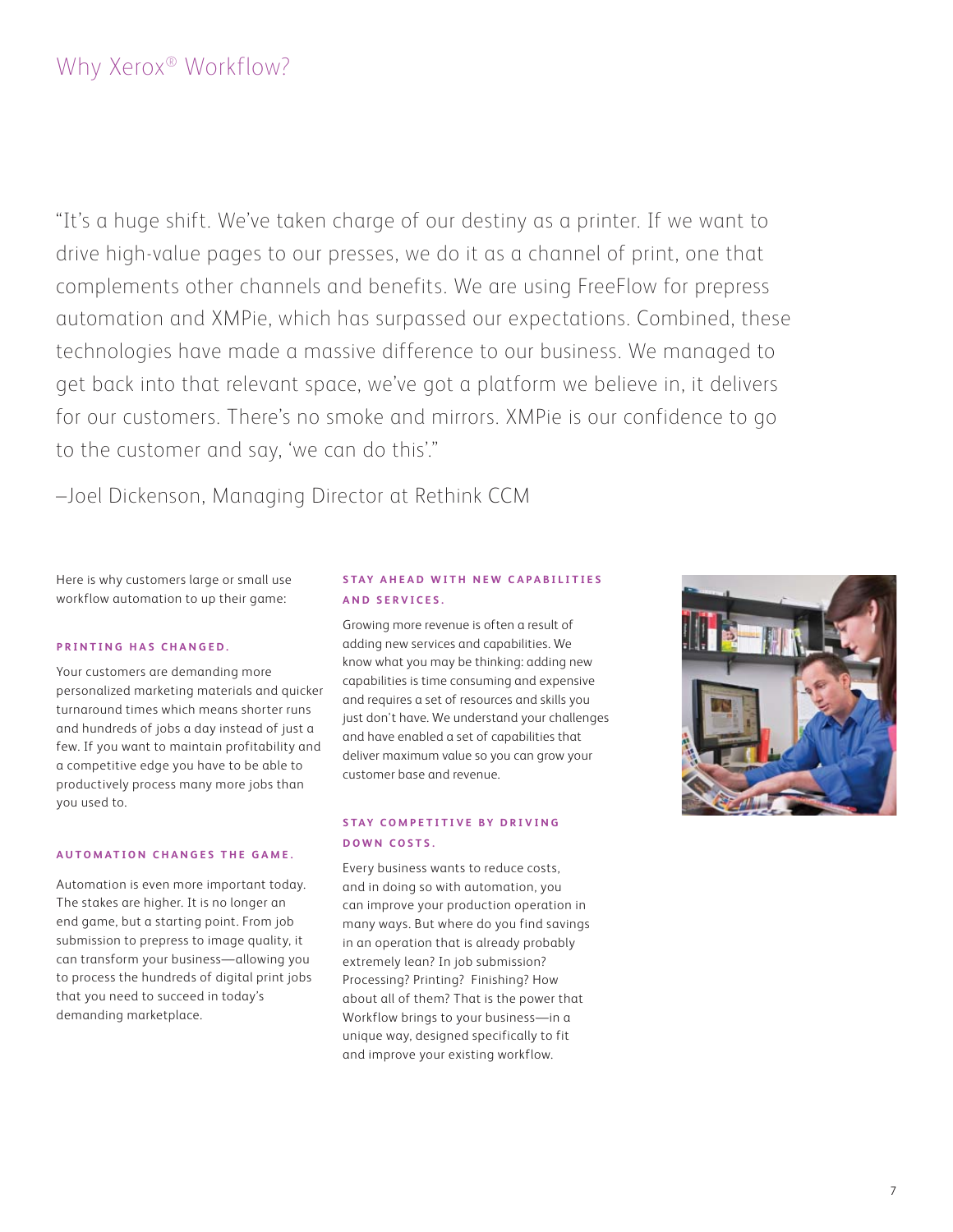# Why Xerox® Workflow?

"It's a huge shift. We've taken charge of our destiny as a printer. If we want to drive high-value pages to our presses, we do it as a channel of print, one that complements other channels and benefits. We are using FreeFlow for prepress automation and XMPie, which has surpassed our expectations. Combined, these technologies have made a massive difference to our business. We managed to get back into that relevant space, we've got a platform we believe in, it delivers for our customers. There's no smoke and mirrors. XMPie is our confidence to go to the customer and say, 'we can do this'."

–Joel Dickenson, Managing Director at Rethink CCM

Here is why customers large or small use workflow automation to up their game:

### PRINTING HAS CHANGED.

Your customers are demanding more personalized marketing materials and quicker turnaround times which means shorter runs and hundreds of jobs a day instead of just a few. If you want to maintain profitability and a competitive edge you have to be able to productively process many more jobs than you used to.

### AUTOMATION CHANGES THE GAME.

Automation is even more important today. The stakes are higher. It is no longer an end game, but a starting point. From job submission to prepress to image quality, it can transform your business—allowing you to process the hundreds of digital print jobs that you need to succeed in today's demanding marketplace.

### STAY AHEAD WITH NEW CAPABILITIES AND SERVICES.

Growing more revenue is often a result of adding new services and capabilities. We know what you may be thinking: adding new capabilities is time consuming and expensive and requires a set of resources and skills you just don't have. We understand your challenges and have enabled a set of capabilities that deliver maximum value so you can grow your customer base and revenue.

### STAY COMPETITIVE BY DRIVING DOWN COSTS.

Every business wants to reduce costs, and in doing so with automation, you can improve your production operation in many ways. But where do you find savings in an operation that is already probably extremely lean? In job submission? Processing? Printing? Finishing? How about all of them? That is the power that Workflow brings to your business—in a unique way, designed specifically to fit and improve your existing workflow.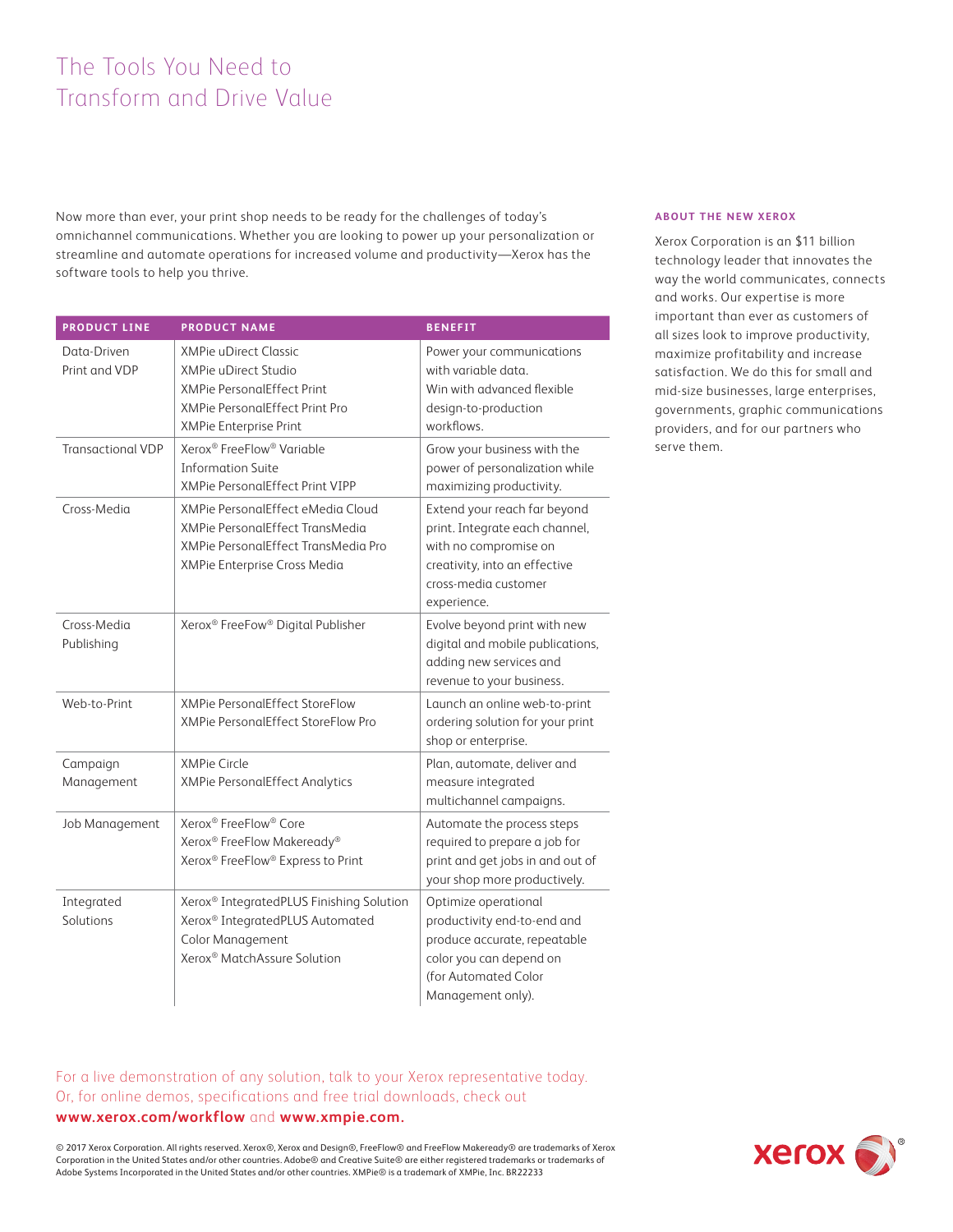# The Tools You Need to Transform and Drive Value

Now more than ever, your print shop needs to be ready for the challenges of today's omnichannel communications. Whether you are looking to power up your personalization or streamline and automate operations for increased volume and productivity—Xerox has the software tools to help you thrive.

| PRODUCT LINE | PRODUCT NAME | BENEFIT |
|---|---|---|
| Data-Driven Print and VDP | XMPie uDirect Classic<br>XMPie uDirect Studio<br>XMPie PersonalEffect Print<br>XMPie PersonalEffect Print Pro<br>XMPie Enterprise Print | Power your communications with variable data.<br>Win with advanced flexible design-to-production workflows. |
| Transactional VDP | Xerox® FreeFlow® Variable Information Suite<br>XMPie PersonalEffect Print VIPP | Grow your business with the power of personalization while maximizing productivity. |
| Cross-Media | XMPie PersonalEffect eMedia Cloud<br>XMPie PersonalEffect TransMedia<br>XMPie PersonalEffect TransMedia Pro<br>XMPie Enterprise Cross Media | Extend your reach far beyond print. Integrate each channel, with no compromise on creativity, into an effective cross-media customer experience. |
| Cross-Media Publishing | Xerox® FreeFow® Digital Publisher | Evolve beyond print with new digital and mobile publications, adding new services and revenue to your business. |
| Web-to-Print | XMPie PersonalEffect StoreFlow<br>XMPie PersonalEffect StoreFlow Pro | Launch an online web-to-print ordering solution for your print shop or enterprise. |
| Campaign Management | XMPie Circle<br>XMPie PersonalEffect Analytics | Plan, automate, deliver and measure integrated multichannel campaigns. |
| Job Management | Xerox® FreeFlow® Core<br>Xerox® FreeFlow Makeready®<br>Xerox® FreeFlow® Express to Print | Automate the process steps required to prepare a job for print and get jobs in and out of your shop more productively. |
| Integrated Solutions | Xerox® IntegratedPLUS Finishing Solution<br>Xerox® IntegratedPLUS Automated Color Management<br>Xerox® MatchAssure Solution | Optimize operational productivity end-to-end and produce accurate, repeatable color you can depend on (for Automated Color Management only). |

### ABOUT THE NEW XEROX

Xerox Corporation is an $11 billion technology leader that innovates the way the world communicates, connects and works. Our expertise is more important than ever as customers of all sizes look to improve productivity, maximize profitability and increase satisfaction. We do this for small and mid-size businesses, large enterprises, governments, graphic communications providers, and for our partners who serve them.

For a live demonstration of any solution, talk to your Xerox representative today. Or, for online demos, specifications and free trial downloads, check out **www.xerox.com/workflow** and **www.xmpie.com.**

© 2017 Xerox Corporation. All rights reserved. Xerox®, Xerox and Design®, FreeFlow® and FreeFlow Makeready® are trademarks of Xerox Corporation in the United States and/or other countries. Adobe® and Creative Suite® are either registered trademarks or trademarks of Adobe Systems Incorporated in the United States and/or other countries. XMPie® is a trademark of XMPie, Inc. BR22233

xerox®